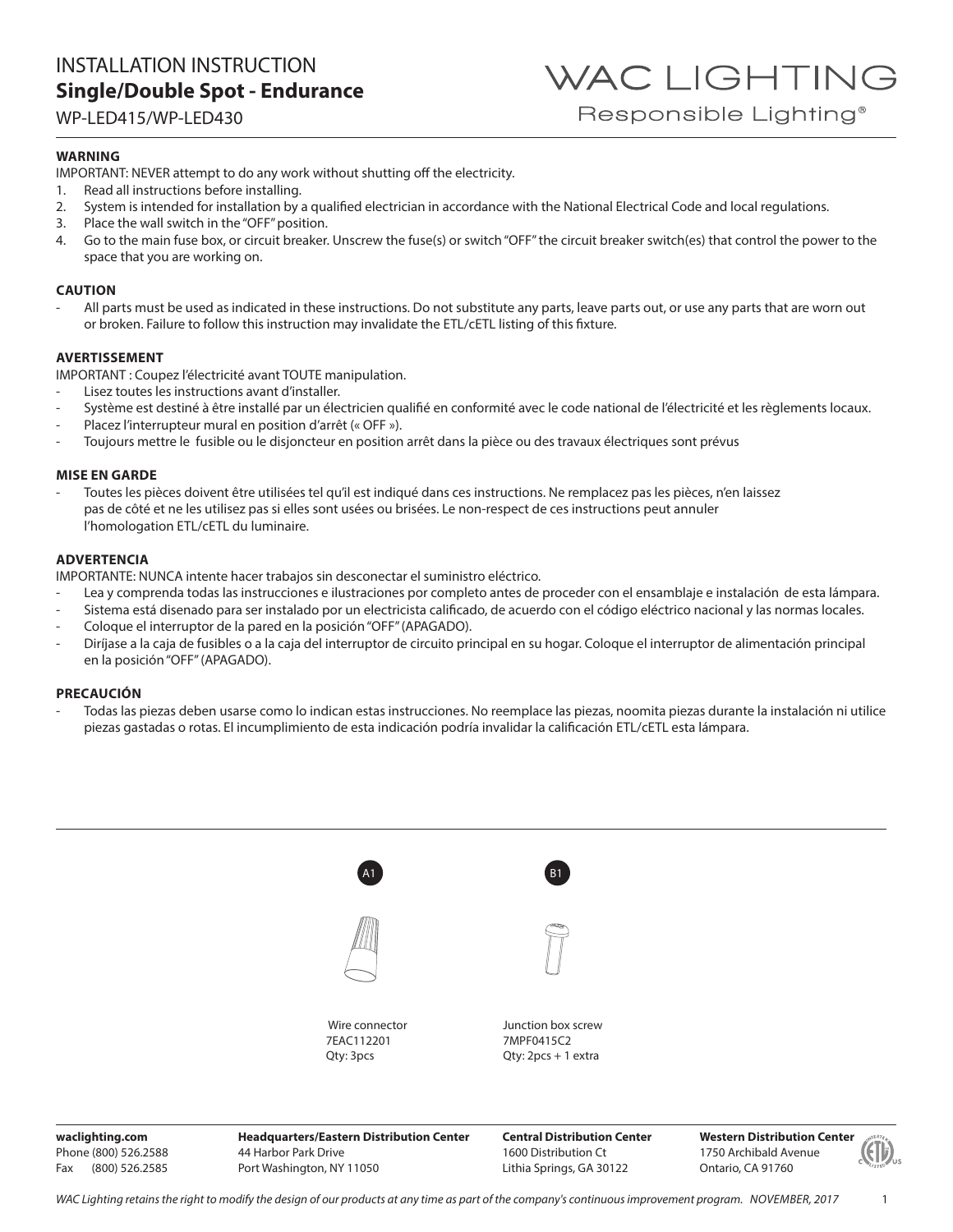# INSTALLATION INSTRUCTION
## Single/Double Spot - Endurance
WP-LED415/WP-LED430

WAC LIGHTING
Responsible Lighting®

**WARNING**

IMPORTANT: NEVER attempt to do any work without shutting off the electricity.

1. Read all instructions before installing.
2. System is intended for installation by a qualified electrician in accordance with the National Electrical Code and local regulations.
3. Place the wall switch in the "OFF" position.
4. Go to the main fuse box, or circuit breaker. Unscrew the fuse(s) or switch "OFF" the circuit breaker switch(es) that control the power to the space that you are working on.

**CAUTION**

- All parts must be used as indicated in these instructions. Do not substitute any parts, leave parts out, or use any parts that are worn out or broken. Failure to follow this instruction may invalidate the ETL/cETL listing of this fixture.

**AVERTISSEMENT**

IMPORTANT : Coupez l'électricité avant TOUTE manipulation.

- Lisez toutes les instructions avant d'installer.
- Système est destiné à être installé par un électricien qualifié en conformité avec le code national de l'électricité et les règlements locaux.
- Placez l'interrupteur mural en position d'arrêt (« OFF »).
- Toujours mettre le fusible ou le disjoncteur en position arrêt dans la pièce ou des travaux électriques sont prévus

**MISE EN GARDE**

- Toutes les pièces doivent être utilisées tel qu'il est indiqué dans ces instructions. Ne remplacez pas les pièces, n'en laissez pas de côté et ne les utilisez pas si elles sont usées ou brisées. Le non-respect de ces instructions peut annuler l'homologation ETL/cETL du luminaire.

**ADVERTENCIA**

IMPORTANTE: NUNCA intente hacer trabajos sin desconectar el suministro eléctrico.

- Lea y comprenda todas las instrucciones e ilustraciones por completo antes de proceder con el ensamblaje e instalación de esta lámpara.
- Sistema está disenado para ser instalado por un electricista calificado, de acuerdo con el código eléctrico nacional y las normas locales.
- Coloque el interruptor de la pared en la posición "OFF" (APAGADO).
- Diríjase a la caja de fusibles o a la caja del interruptor de circuito principal en su hogar. Coloque el interruptor de alimentación principal en la posición "OFF" (APAGADO).

**PRECAUCIÓN**

- Todas las piezas deben usarse como lo indican estas instrucciones. No reemplace las piezas, noomita piezas durante la instalación ni utilice piezas gastadas o rotas. El incumplimiento de esta indicación podría invalidar la calificación ETL/cETL esta lámpara.

A1

Wire connector
7EAC112201
Qty: 3pcs

B1

Junction box screw
7MPF0415C2
Qty: 2pcs + 1 extra

**waclighting.com**
Phone (800) 526.2588
Fax (800) 526.2585

**Headquarters/Eastern Distribution Center**
44 Harbor Park Drive
Port Washington, NY 11050

**Central Distribution Center**
1600 Distribution Ct
Lithia Springs, GA 30122

**Western Distribution Center**
1750 Archibald Avenue
Ontario, CA 91760

*WAC Lighting retains the right to modify the design of our products at any time as part of the company's continuous improvement program. NOVEMBER, 2017*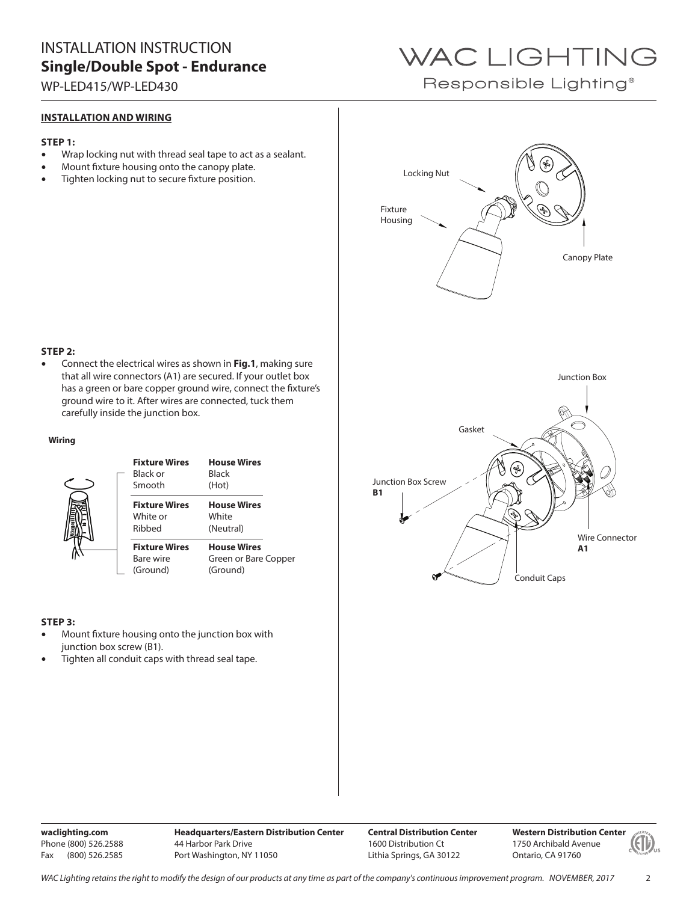# INSTALLATION INSTRUCTION
## Single/Double Spot - Endurance
WP-LED415/WP-LED430

**WAC LIGHTING**
Responsible Lighting®

### INSTALLATION AND WIRING

**STEP 1:**
- Wrap locking nut with thread seal tape to act as a sealant.
- Mount fixture housing onto the canopy plate.
- Tighten locking nut to secure fixture position.

Locking Nut
Fixture Housing
Canopy Plate

**STEP 2:**
- Connect the electrical wires as shown in **Fig.1**, making sure that all wire connectors (A1) are secured. If your outlet box has a green or bare copper ground wire, connect the fixture's ground wire to it. After wires are connected, tuck them carefully inside the junction box.

**Wiring**

| Fixture Wires | House Wires |
|---|---|
| Black or Smooth | Black (Hot) |
| White or Ribbed | White (Neutral) |
| Bare wire (Ground) | Green or Bare Copper (Ground) |

Junction Box
Gasket
Junction Box Screw **B1**
Wire Connector **A1**
Conduit Caps

**STEP 3:**
- Mount fixture housing onto the junction box with junction box screw (B1).
- Tighten all conduit caps with thread seal tape.

**waclighting.com**
Phone (800) 526.2588
Fax (800) 526.2585

**Headquarters/Eastern Distribution Center**
44 Harbor Park Drive
Port Washington, NY 11050

**Central Distribution Center**
1600 Distribution Ct
Lithia Springs, GA 30122

**Western Distribution Center**
1750 Archibald Avenue
Ontario, CA 91760

*WAC Lighting retains the right to modify the design of our products at any time as part of the company's continuous improvement program. NOVEMBER, 2017*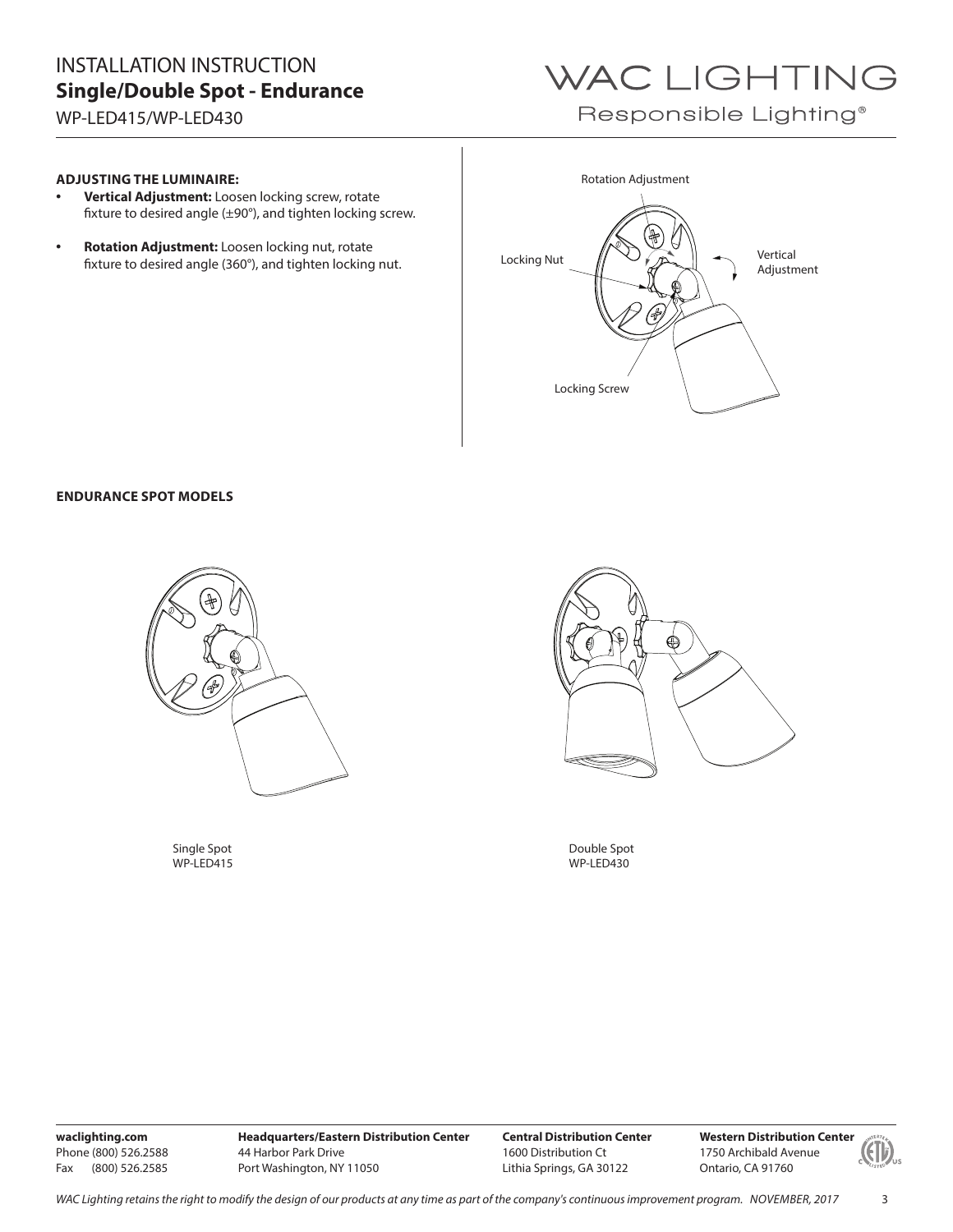INSTALLATION INSTRUCTION
**Single/Double Spot - Endurance**
WP-LED415/WP-LED430

WAC LIGHTING
Responsible Lighting®

**ADJUSTING THE LUMINAIRE:**

- **Vertical Adjustment:** Loosen locking screw, rotate fixture to desired angle (±90°), and tighten locking screw.
- **Rotation Adjustment:** Loosen locking nut, rotate fixture to desired angle (360°), and tighten locking nut.

Rotation Adjustment

Locking Nut

Vertical Adjustment

Locking Screw

**ENDURANCE SPOT MODELS**

Single Spot
WP-LED415

Double Spot
WP-LED430

**waclighting.com**
Phone (800) 526.2588
Fax (800) 526.2585

**Headquarters/Eastern Distribution Center**
44 Harbor Park Drive
Port Washington, NY 11050

**Central Distribution Center**
1600 Distribution Ct
Lithia Springs, GA 30122

**Western Distribution Center**
1750 Archibald Avenue
Ontario, CA 91760

*WAC Lighting retains the right to modify the design of our products at any time as part of the company's continuous improvement program. NOVEMBER, 2017*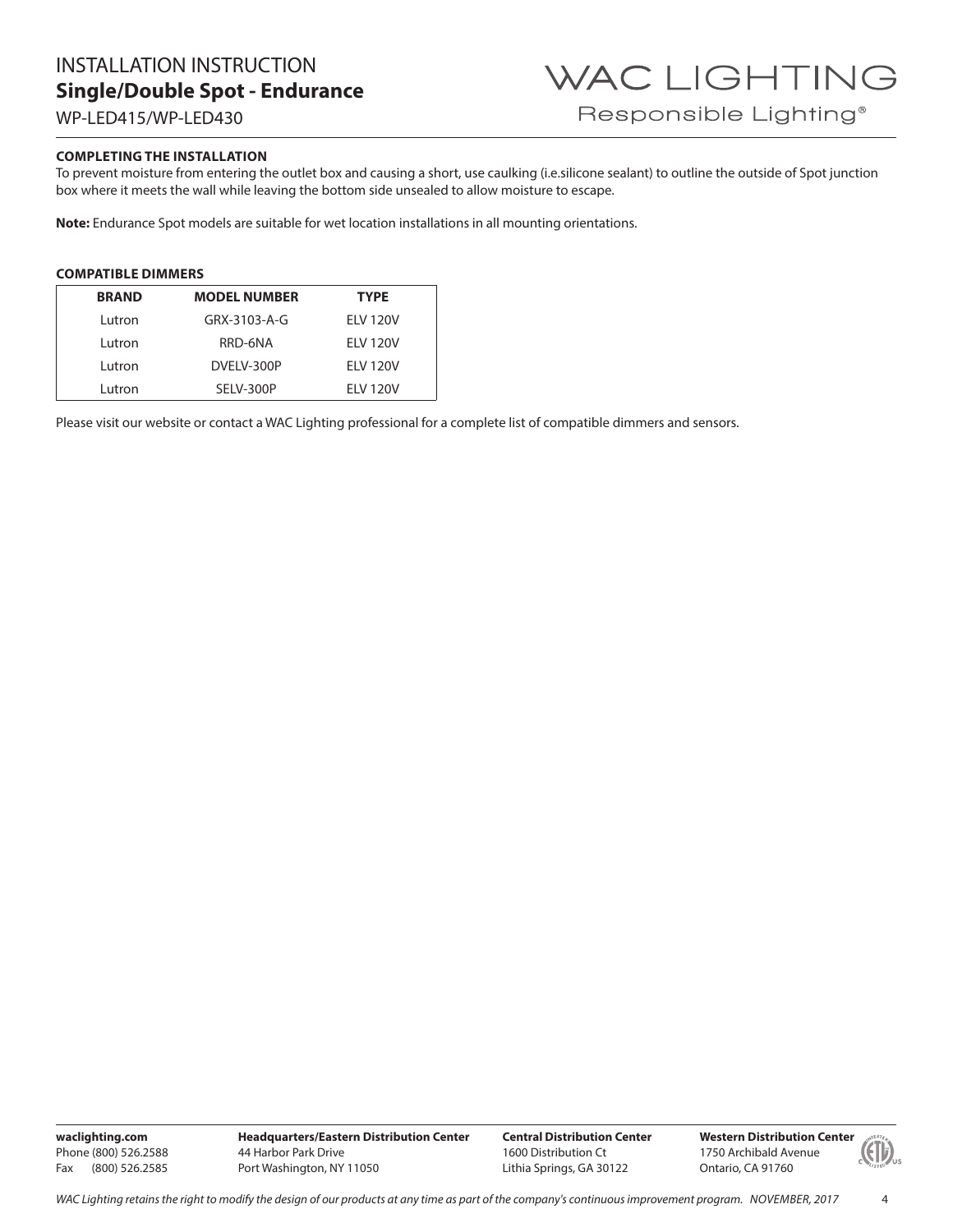## COMPLETING THE INSTALLATION

To prevent moisture from entering the outlet box and causing a short, use caulking (i.e.silicone sealant) to outline the outside of Spot junction box where it meets the wall while leaving the bottom side unsealed to allow moisture to escape.

**Note:** Endurance Spot models are suitable for wet location installations in all mounting orientations.

## COMPATIBLE DIMMERS

| BRAND | MODEL NUMBER | TYPE |
|---|---|---|
| Lutron | GRX-3103-A-G | ELV 120V |
| Lutron | RRD-6NA | ELV 120V |
| Lutron | DVELV-300P | ELV 120V |
| Lutron | SELV-300P | ELV 120V |

Please visit our website or contact a WAC Lighting professional for a complete list of compatible dimmers and sensors.

**waclighting.com**
Phone (800) 526.2588
Fax (800) 526.2585

**Headquarters/Eastern Distribution Center**
44 Harbor Park Drive
Port Washington, NY 11050

**Central Distribution Center**
1600 Distribution Ct
Lithia Springs, GA 30122

**Western Distribution Center**
1750 Archibald Avenue
Ontario, CA 91760

*WAC Lighting retains the right to modify the design of our products at any time as part of the company's continuous improvement program. NOVEMBER, 2017*